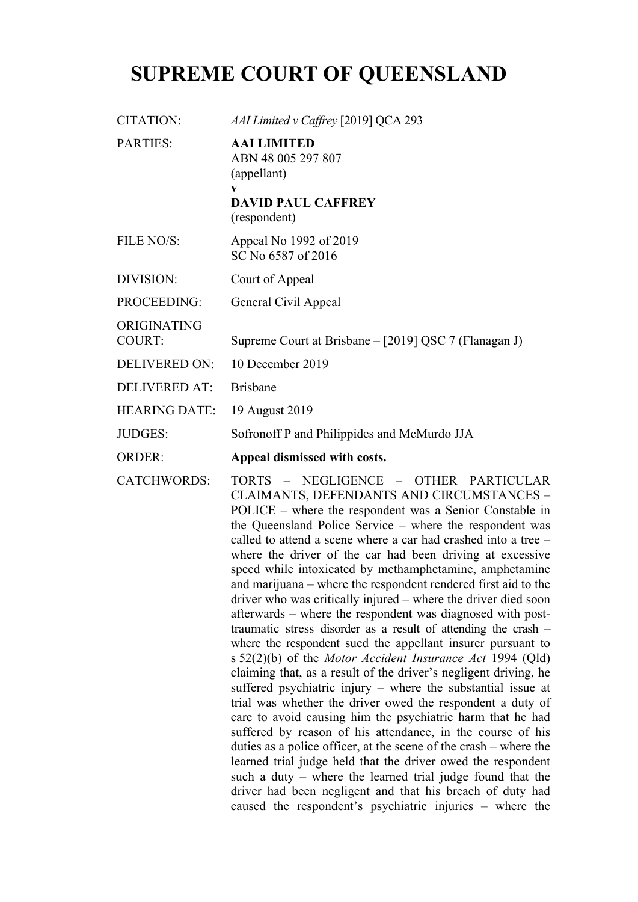# SUPREME COURT OF QUEENSLAND

| | |
|---|---|
| CITATION: | *AAI Limited v Caffrey* [2019] QCA 293 |
| PARTIES: | **AAI LIMITED**<br>ABN 48 005 297 807<br>(appellant)<br>**v**<br>**DAVID PAUL CAFFREY**<br>(respondent) |
| FILE NO/S: | Appeal No 1992 of 2019<br>SC No 6587 of 2016 |
| DIVISION: | Court of Appeal |
| PROCEEDING: | General Civil Appeal |
| ORIGINATING COURT: | Supreme Court at Brisbane – [2019] QSC 7 (Flanagan J) |
| DELIVERED ON: | 10 December 2019 |
| DELIVERED AT: | Brisbane |
| HEARING DATE: | 19 August 2019 |
| JUDGES: | Sofronoff P and Philippides and McMurdo JJA |
| ORDER: | **Appeal dismissed with costs.** |
| CATCHWORDS: | TORTS – NEGLIGENCE – OTHER PARTICULAR CLAIMANTS, DEFENDANTS AND CIRCUMSTANCES – POLICE – where the respondent was a Senior Constable in the Queensland Police Service – where the respondent was called to attend a scene where a car had crashed into a tree – where the driver of the car had been driving at excessive speed while intoxicated by methamphetamine, amphetamine and marijuana – where the respondent rendered first aid to the driver who was critically injured – where the driver died soon afterwards – where the respondent was diagnosed with post-traumatic stress disorder as a result of attending the crash – where the respondent sued the appellant insurer pursuant to s 52(2)(b) of the *Motor Accident Insurance Act* 1994 (Qld) claiming that, as a result of the driver's negligent driving, he suffered psychiatric injury – where the substantial issue at trial was whether the driver owed the respondent a duty of care to avoid causing him the psychiatric harm that he had suffered by reason of his attendance, in the course of his duties as a police officer, at the scene of the crash – where the learned trial judge held that the driver owed the respondent such a duty – where the learned trial judge found that the driver had been negligent and that his breach of duty had caused the respondent's psychiatric injuries – where the |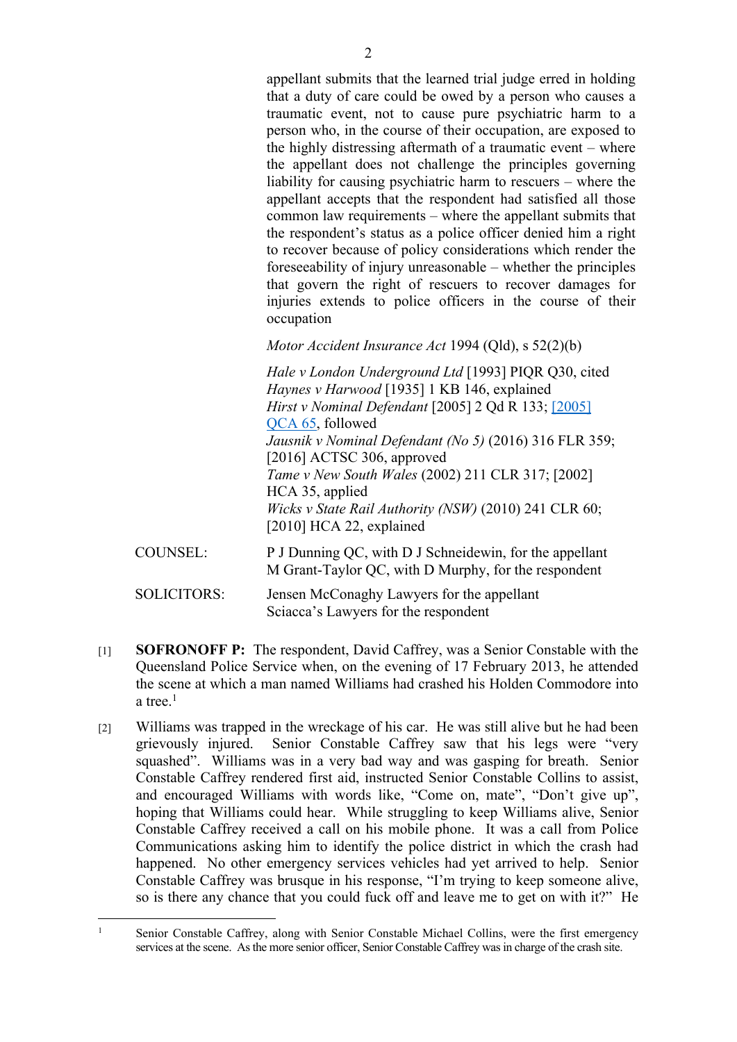appellant submits that the learned trial judge erred in holding that a duty of care could be owed by a person who causes a traumatic event, not to cause pure psychiatric harm to a person who, in the course of their occupation, are exposed to the highly distressing aftermath of a traumatic event – where the appellant does not challenge the principles governing liability for causing psychiatric harm to rescuers – where the appellant accepts that the respondent had satisfied all those common law requirements – where the appellant submits that the respondent's status as a police officer denied him a right to recover because of policy considerations which render the foreseeability of injury unreasonable – whether the principles that govern the right of rescuers to recover damages for injuries extends to police officers in the course of their occupation

*Motor Accident Insurance Act* 1994 (Qld), s 52(2)(b)

*Hale v London Underground Ltd* [1993] PIQR Q30, cited
*Haynes v Harwood* [1935] 1 KB 146, explained
*Hirst v Nominal Defendant* [2005] 2 Qd R 133; [2005] QCA 65, followed
*Jausnik v Nominal Defendant (No 5)* (2016) 316 FLR 359; [2016] ACTSC 306, approved
*Tame v New South Wales* (2002) 211 CLR 317; [2002] HCA 35, applied
*Wicks v State Rail Authority (NSW)* (2010) 241 CLR 60; [2010] HCA 22, explained

COUNSEL: P J Dunning QC, with D J Schneidewin, for the appellant
M Grant-Taylor QC, with D Murphy, for the respondent

SOLICITORS: Jensen McConaghy Lawyers for the appellant
Sciacca's Lawyers for the respondent

[1] **SOFRONOFF P:** The respondent, David Caffrey, was a Senior Constable with the Queensland Police Service when, on the evening of 17 February 2013, he attended the scene at which a man named Williams had crashed his Holden Commodore into a tree.[1]

[2] Williams was trapped in the wreckage of his car. He was still alive but he had been grievously injured. Senior Constable Caffrey saw that his legs were "very squashed". Williams was in a very bad way and was gasping for breath. Senior Constable Caffrey rendered first aid, instructed Senior Constable Collins to assist, and encouraged Williams with words like, "Come on, mate", "Don't give up", hoping that Williams could hear. While struggling to keep Williams alive, Senior Constable Caffrey received a call on his mobile phone. It was a call from Police Communications asking him to identify the police district in which the crash had happened. No other emergency services vehicles had yet arrived to help. Senior Constable Caffrey was brusque in his response, "I'm trying to keep someone alive, so is there any chance that you could fuck off and leave me to get on with it?" He

[1] Senior Constable Caffrey, along with Senior Constable Michael Collins, were the first emergency services at the scene. As the more senior officer, Senior Constable Caffrey was in charge of the crash site.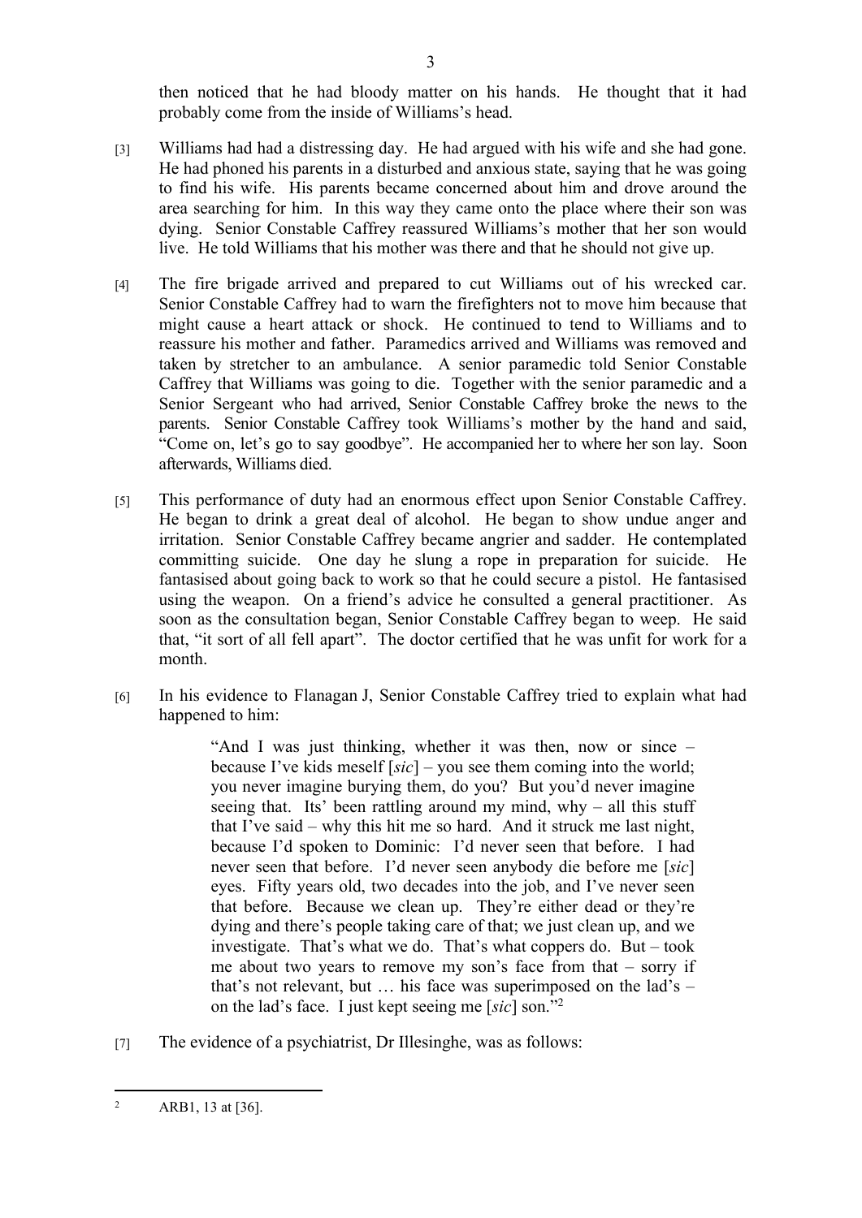then noticed that he had bloody matter on his hands. He thought that it had probably come from the inside of Williams's head.

[3] Williams had had a distressing day. He had argued with his wife and she had gone. He had phoned his parents in a disturbed and anxious state, saying that he was going to find his wife. His parents became concerned about him and drove around the area searching for him. In this way they came onto the place where their son was dying. Senior Constable Caffrey reassured Williams's mother that her son would live. He told Williams that his mother was there and that he should not give up.

[4] The fire brigade arrived and prepared to cut Williams out of his wrecked car. Senior Constable Caffrey had to warn the firefighters not to move him because that might cause a heart attack or shock. He continued to tend to Williams and to reassure his mother and father. Paramedics arrived and Williams was removed and taken by stretcher to an ambulance. A senior paramedic told Senior Constable Caffrey that Williams was going to die. Together with the senior paramedic and a Senior Sergeant who had arrived, Senior Constable Caffrey broke the news to the parents. Senior Constable Caffrey took Williams's mother by the hand and said, "Come on, let's go to say goodbye". He accompanied her to where her son lay. Soon afterwards, Williams died.

[5] This performance of duty had an enormous effect upon Senior Constable Caffrey. He began to drink a great deal of alcohol. He began to show undue anger and irritation. Senior Constable Caffrey became angrier and sadder. He contemplated committing suicide. One day he slung a rope in preparation for suicide. He fantasised about going back to work so that he could secure a pistol. He fantasised using the weapon. On a friend's advice he consulted a general practitioner. As soon as the consultation began, Senior Constable Caffrey began to weep. He said that, "it sort of all fell apart". The doctor certified that he was unfit for work for a month.

[6] In his evidence to Flanagan J, Senior Constable Caffrey tried to explain what had happened to him:

> "And I was just thinking, whether it was then, now or since – because I've kids meself [*sic*] – you see them coming into the world; you never imagine burying them, do you? But you'd never imagine seeing that. Its' been rattling around my mind, why – all this stuff that I've said – why this hit me so hard. And it struck me last night, because I'd spoken to Dominic: I'd never seen that before. I had never seen anybody die before me [*sic*] eyes. Fifty years old, two decades into the job, and I've never seen that before. Because we clean up. They're either dead or they're dying and there's people taking care of that; we just clean up, and we investigate. That's what we do. That's what coppers do. But – took me about two years to remove my son's face from that – sorry if that's not relevant, but … his face was superimposed on the lad's – on the lad's face. I just kept seeing me [*sic*] son."[2]

[7] The evidence of a psychiatrist, Dr Illesinghe, was as follows:

---

[2] ARB1, 13 at [36].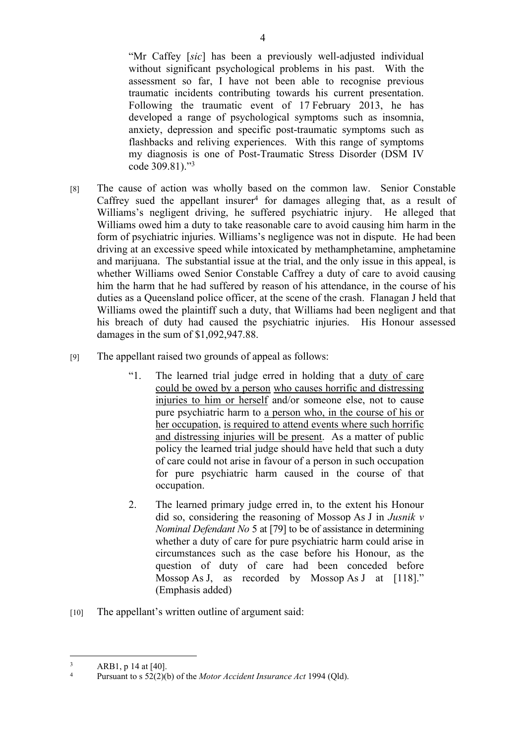> "Mr Caffey [*sic*] has been a previously well-adjusted individual without significant psychological problems in his past. With the assessment so far, I have not been able to recognise previous traumatic incidents contributing towards his current presentation. Following the traumatic event of 17 February 2013, he has developed a range of psychological symptoms such as insomnia, anxiety, depression and specific post-traumatic symptoms such as flashbacks and reliving experiences. With this range of symptoms my diagnosis is one of Post-Traumatic Stress Disorder (DSM IV code 309.81)."[3]

[8] The cause of action was wholly based on the common law. Senior Constable Caffrey sued the appellant insurer[4] for damages alleging that, as a result of Williams's negligent driving, he suffered psychiatric injury. He alleged that Williams owed him a duty to take reasonable care to avoid causing him harm in the form of psychiatric injuries. Williams's negligence was not in dispute. He had been driving at an excessive speed while intoxicated by methamphetamine, amphetamine and marijuana. The substantial issue at the trial, and the only issue in this appeal, is whether Williams owed Senior Constable Caffrey a duty of care to avoid causing him the harm that he had suffered by reason of his attendance, in the course of his duties as a Queensland police officer, at the scene of the crash. Flanagan J held that Williams owed the plaintiff such a duty, that Williams had been negligent and that his breach of duty had caused the psychiatric injuries. His Honour assessed damages in the sum of $1,092,947.88.

[9] The appellant raised two grounds of appeal as follows:

> "1. The learned trial judge erred in holding that a <u>duty of care could be owed by a person</u> <u>who causes horrific and distressing injuries to him or herself</u> and/or someone else, not to cause pure psychiatric harm to <u>a person who, in the course of his or her occupation</u>, <u>is required to attend events where such horrific and distressing injuries will be present</u>. As a matter of public policy the learned trial judge should have held that such a duty of care could not arise in favour of a person in such occupation for pure psychiatric harm caused in the course of that occupation.
>
> 2. The learned primary judge erred in, to the extent his Honour did so, considering the reasoning of Mossop As J in *Jusnik v Nominal Defendant No* 5 at [79] to be of assistance in determining whether a duty of care for pure psychiatric harm could arise in circumstances such as the case before his Honour, as the question of duty of care had been conceded before Mossop As J, as recorded by Mossop As J at [118]." (Emphasis added)

[10] The appellant's written outline of argument said:

---

[3] ARB1, p 14 at [40].

[4] Pursuant to s 52(2)(b) of the *Motor Accident Insurance Act* 1994 (Qld).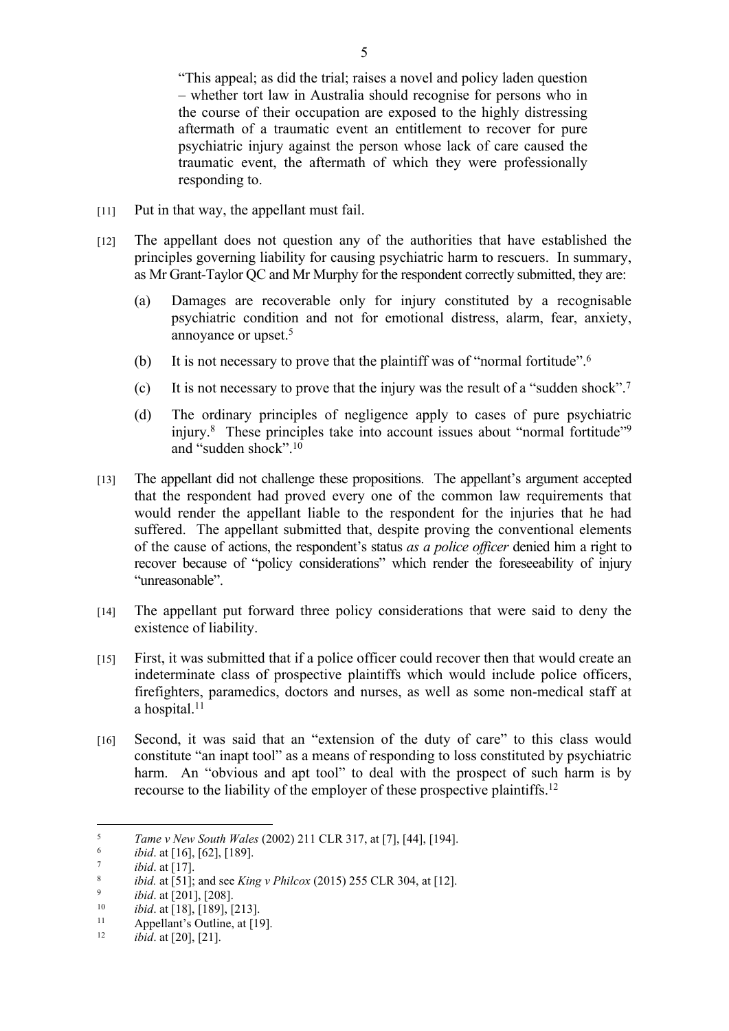> "This appeal; as did the trial; raises a novel and policy laden question – whether tort law in Australia should recognise for persons who in the course of their occupation are exposed to the highly distressing aftermath of a traumatic event an entitlement to recover for pure psychiatric injury against the person whose lack of care caused the traumatic event, the aftermath of which they were professionally responding to.

[11] Put in that way, the appellant must fail.

[12] The appellant does not question any of the authorities that have established the principles governing liability for causing psychiatric harm to rescuers. In summary, as Mr Grant-Taylor QC and Mr Murphy for the respondent correctly submitted, they are:

(a) Damages are recoverable only for injury constituted by a recognisable psychiatric condition and not for emotional distress, alarm, fear, anxiety, annoyance or upset.[5]

(b) It is not necessary to prove that the plaintiff was of "normal fortitude".[6]

(c) It is not necessary to prove that the injury was the result of a "sudden shock".[7]

(d) The ordinary principles of negligence apply to cases of pure psychiatric injury.[8] These principles take into account issues about "normal fortitude"[9] and "sudden shock".[10]

[13] The appellant did not challenge these propositions. The appellant's argument accepted that the respondent had proved every one of the common law requirements that would render the appellant liable to the respondent for the injuries that he had suffered. The appellant submitted that, despite proving the conventional elements of the cause of actions, the respondent's status *as a police officer* denied him a right to recover because of "policy considerations" which render the foreseeability of injury "unreasonable".

[14] The appellant put forward three policy considerations that were said to deny the existence of liability.

[15] First, it was submitted that if a police officer could recover then that would create an indeterminate class of prospective plaintiffs which would include police officers, firefighters, paramedics, doctors and nurses, as well as some non-medical staff at a hospital.[11]

[16] Second, it was said that an "extension of the duty of care" to this class would constitute "an inapt tool" as a means of responding to loss constituted by psychiatric harm. An "obvious and apt tool" to deal with the prospect of such harm is by recourse to the liability of the employer of these prospective plaintiffs.[12]

---

[5] *Tame v New South Wales* (2002) 211 CLR 317, at [7], [44], [194].

[6] *ibid*. at [16], [62], [189].

[7] *ibid*. at [17].

[8] *ibid.* at [51]; and see *King v Philcox* (2015) 255 CLR 304, at [12].

[9] *ibid*. at [201], [208].

[10] *ibid*. at [18], [189], [213].

[11] Appellant's Outline, at [19].

[12] *ibid*. at [20], [21].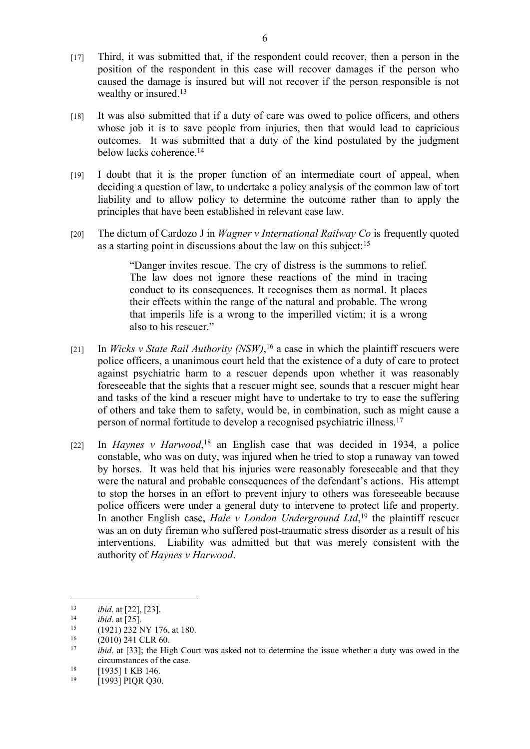[17] Third, it was submitted that, if the respondent could recover, then a person in the position of the respondent in this case will recover damages if the person who caused the damage is insured but will not recover if the person responsible is not wealthy or insured.[13]

[18] It was also submitted that if a duty of care was owed to police officers, and others whose job it is to save people from injuries, then that would lead to capricious outcomes. It was submitted that a duty of the kind postulated by the judgment below lacks coherence.[14]

[19] I doubt that it is the proper function of an intermediate court of appeal, when deciding a question of law, to undertake a policy analysis of the common law of tort liability and to allow policy to determine the outcome rather than to apply the principles that have been established in relevant case law.

[20] The dictum of Cardozo J in *Wagner v International Railway Co* is frequently quoted as a starting point in discussions about the law on this subject:[15]

> "Danger invites rescue. The cry of distress is the summons to relief. The law does not ignore these reactions of the mind in tracing conduct to its consequences. It recognises them as normal. It places their effects within the range of the natural and probable. The wrong that imperils life is a wrong to the imperilled victim; it is a wrong also to his rescuer."

[21] In *Wicks v State Rail Authority (NSW)*,[16] a case in which the plaintiff rescuers were police officers, a unanimous court held that the existence of a duty of care to protect against psychiatric harm to a rescuer depends upon whether it was reasonably foreseeable that the sights that a rescuer might see, sounds that a rescuer might hear and tasks of the kind a rescuer might have to undertake to try to ease the suffering of others and take them to safety, would be, in combination, such as might cause a person of normal fortitude to develop a recognised psychiatric illness.[17]

[22] In *Haynes v Harwood*,[18] an English case that was decided in 1934, a police constable, who was on duty, was injured when he tried to stop a runaway van towed by horses. It was held that his injuries were reasonably foreseeable and that they were the natural and probable consequences of the defendant's actions. His attempt to stop the horses in an effort to prevent injury to others was foreseeable because police officers were under a general duty to intervene to protect life and property. In another English case, *Hale v London Underground Ltd*,[19] the plaintiff rescuer was an on duty fireman who suffered post-traumatic stress disorder as a result of his interventions. Liability was admitted but that was merely consistent with the authority of *Haynes v Harwood*.

---

[13] *ibid*. at [22], [23].

[14] *ibid*. at [25].

[15] (1921) 232 NY 176, at 180.

[16] (2010) 241 CLR 60.

[17] *ibid*. at [33]; the High Court was asked not to determine the issue whether a duty was owed in the circumstances of the case.

[18] [1935] 1 KB 146.

[19] [1993] PIQR Q30.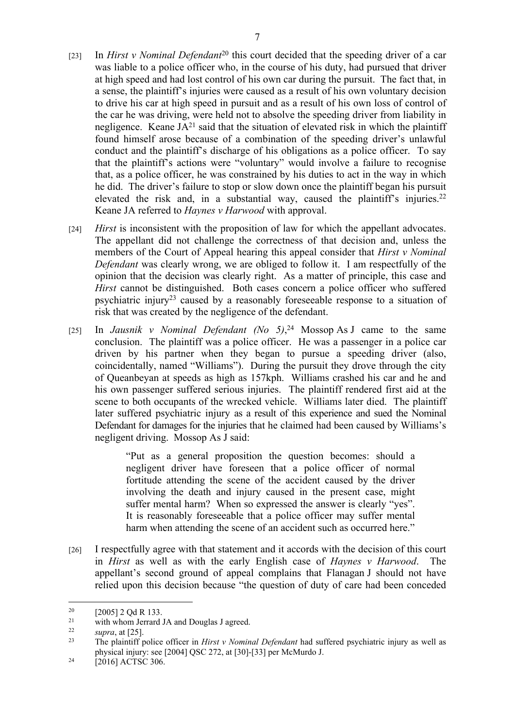[23] In *Hirst v Nominal Defendant*[20] this court decided that the speeding driver of a car was liable to a police officer who, in the course of his duty, had pursued that driver at high speed and had lost control of his own car during the pursuit. The fact that, in a sense, the plaintiff's injuries were caused as a result of his own voluntary decision to drive his car at high speed in pursuit and as a result of his own loss of control of the car he was driving, were held not to absolve the speeding driver from liability in negligence. Keane JA[21] said that the situation of elevated risk in which the plaintiff found himself arose because of a combination of the speeding driver's unlawful conduct and the plaintiff's discharge of his obligations as a police officer. To say that the plaintiff's actions were "voluntary" would involve a failure to recognise that, as a police officer, he was constrained by his duties to act in the way in which he did. The driver's failure to stop or slow down once the plaintiff began his pursuit elevated the risk and, in a substantial way, caused the plaintiff's injuries.[22] Keane JA referred to *Haynes v Harwood* with approval.

[24] *Hirst* is inconsistent with the proposition of law for which the appellant advocates. The appellant did not challenge the correctness of that decision and, unless the members of the Court of Appeal hearing this appeal consider that *Hirst v Nominal Defendant* was clearly wrong, we are obliged to follow it. I am respectfully of the opinion that the decision was clearly right. As a matter of principle, this case and *Hirst* cannot be distinguished. Both cases concern a police officer who suffered psychiatric injury[23] caused by a reasonably foreseeable response to a situation of risk that was created by the negligence of the defendant.

[25] In *Jausnik v Nominal Defendant (No 5)*,[24] Mossop As J came to the same conclusion. The plaintiff was a police officer. He was a passenger in a police car driven by his partner when they began to pursue a speeding driver (also, coincidentally, named "Williams"). During the pursuit they drove through the city of Queanbeyan at speeds as high as 157kph. Williams crashed his car and he and his own passenger suffered serious injuries. The plaintiff rendered first aid at the scene to both occupants of the wrecked vehicle. Williams later died. The plaintiff later suffered psychiatric injury as a result of this experience and sued the Nominal Defendant for damages for the injuries that he claimed had been caused by Williams's negligent driving. Mossop As J said:

> "Put as a general proposition the question becomes: should a negligent driver have foreseen that a police officer of normal fortitude attending the scene of the accident caused by the driver involving the death and injury caused in the present case, might suffer mental harm? When so expressed the answer is clearly "yes". It is reasonably foreseeable that a police officer may suffer mental harm when attending the scene of an accident such as occurred here."

[26] I respectfully agree with that statement and it accords with the decision of this court in *Hirst* as well as with the early English case of *Haynes v Harwood*. The appellant's second ground of appeal complains that Flanagan J should not have relied upon this decision because "the question of duty of care had been conceded

---

[20] [2005] 2 Qd R 133.

[21] with whom Jerrard JA and Douglas J agreed.

[22] *supra*, at [25].

[23] The plaintiff police officer in *Hirst v Nominal Defendant* had suffered psychiatric injury as well as physical injury: see [2004] QSC 272, at [30]-[33] per McMurdo J.

[24] [2016] ACTSC 306.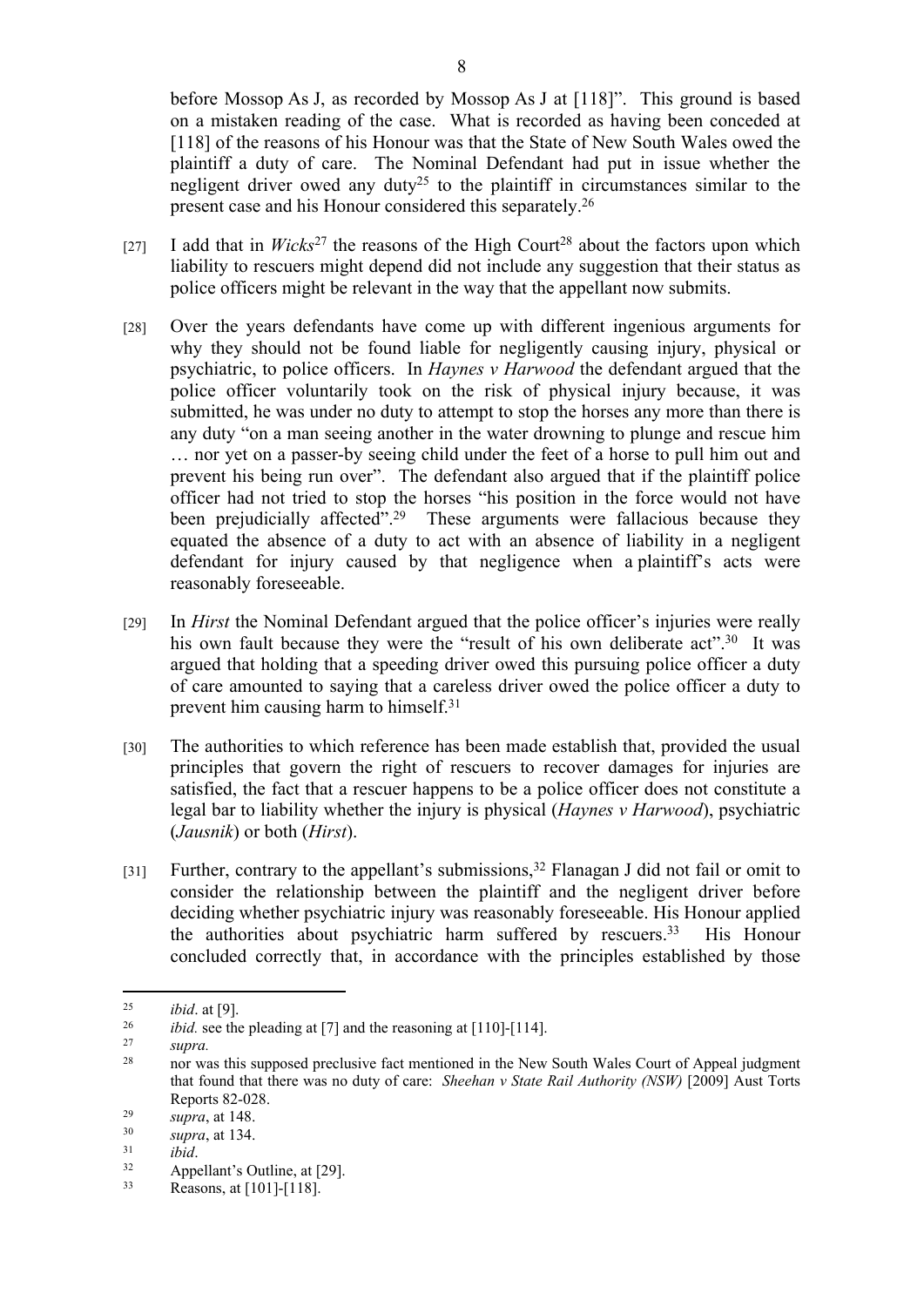before Mossop As J, as recorded by Mossop As J at [118]". This ground is based on a mistaken reading of the case. What is recorded as having been conceded at [118] of the reasons of his Honour was that the State of New South Wales owed the plaintiff a duty of care. The Nominal Defendant had put in issue whether the negligent driver owed any duty[25] to the plaintiff in circumstances similar to the present case and his Honour considered this separately.[26]

[27] I add that in *Wicks*[27] the reasons of the High Court[28] about the factors upon which liability to rescuers might depend did not include any suggestion that their status as police officers might be relevant in the way that the appellant now submits.

[28] Over the years defendants have come up with different ingenious arguments for why they should not be found liable for negligently causing injury, physical or psychiatric, to police officers. In *Haynes v Harwood* the defendant argued that the police officer voluntarily took on the risk of physical injury because, it was submitted, he was under no duty to attempt to stop the horses any more than there is any duty "on a man seeing another in the water drowning to plunge and rescue him … nor yet on a passer-by seeing child under the feet of a horse to pull him out and prevent his being run over". The defendant also argued that if the plaintiff police officer had not tried to stop the horses "his position in the force would not have been prejudicially affected".[29] These arguments were fallacious because they equated the absence of a duty to act with an absence of liability in a negligent defendant for injury caused by that negligence when a plaintiff's acts were reasonably foreseeable.

[29] In *Hirst* the Nominal Defendant argued that the police officer's injuries were really his own fault because they were the "result of his own deliberate act".[30] It was argued that holding that a speeding driver owed this pursuing police officer a duty of care amounted to saying that a careless driver owed the police officer a duty to prevent him causing harm to himself.[31]

[30] The authorities to which reference has been made establish that, provided the usual principles that govern the right of rescuers to recover damages for injuries are satisfied, the fact that a rescuer happens to be a police officer does not constitute a legal bar to liability whether the injury is physical (*Haynes v Harwood*), psychiatric (*Jausnik*) or both (*Hirst*).

[31] Further, contrary to the appellant's submissions,[32] Flanagan J did not fail or omit to consider the relationship between the plaintiff and the negligent driver before deciding whether psychiatric injury was reasonably foreseeable. His Honour applied the authorities about psychiatric harm suffered by rescuers.[33] His Honour concluded correctly that, in accordance with the principles established by those

---

[25] *ibid*. at [9].

[26] *ibid.* see the pleading at [7] and the reasoning at [110]-[114].

[27] *supra.*

[28] nor was this supposed preclusive fact mentioned in the New South Wales Court of Appeal judgment that found that there was no duty of care: *Sheehan v State Rail Authority (NSW)* [2009] Aust Torts Reports 82-028.

[29] *supra*, at 148.

[30] *supra*, at 134.

[31] *ibid*.

[32] Appellant's Outline, at [29].

[33] Reasons, at [101]-[118].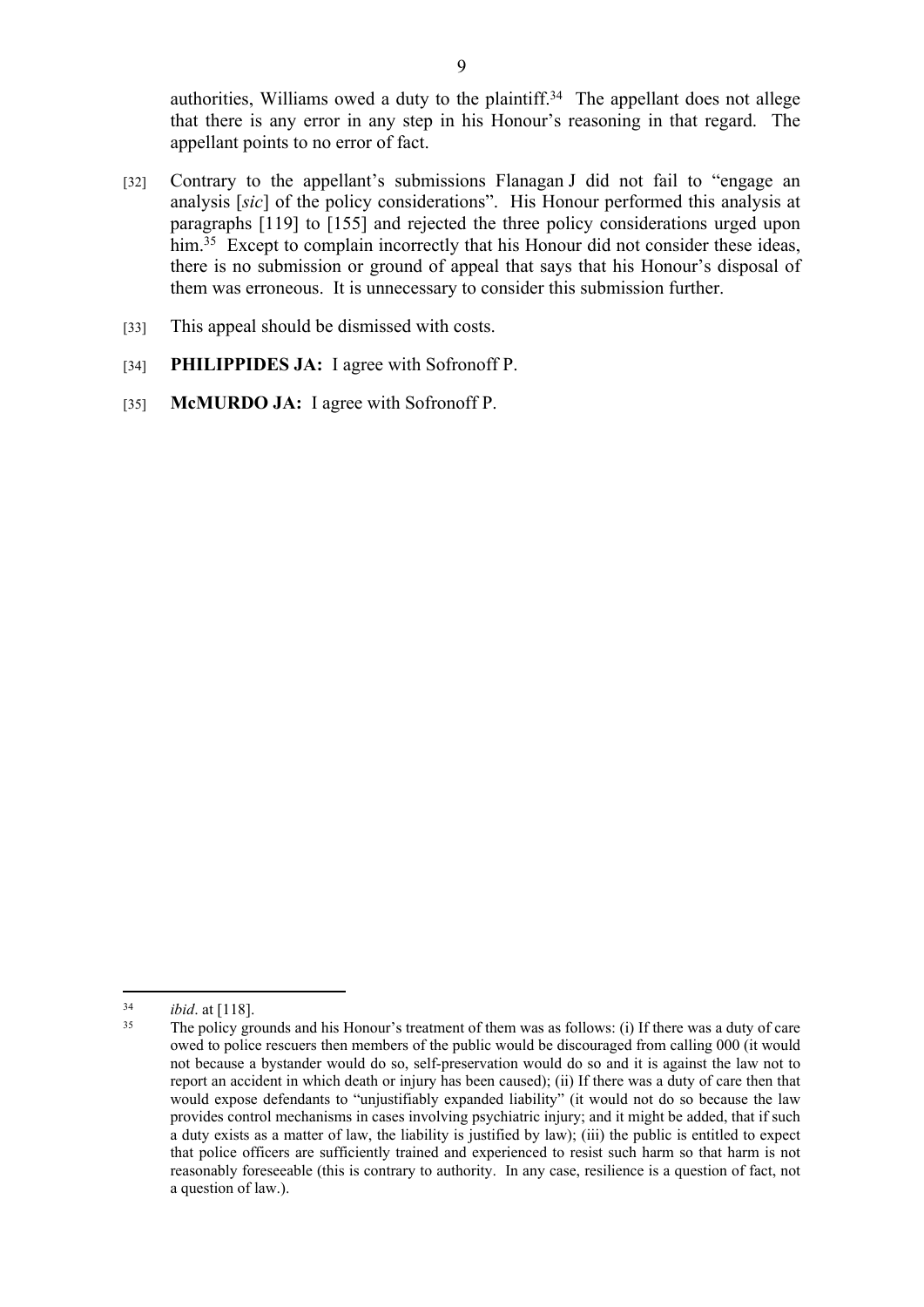authorities, Williams owed a duty to the plaintiff.[34] The appellant does not allege that there is any error in any step in his Honour's reasoning in that regard. The appellant points to no error of fact.

[32] Contrary to the appellant's submissions Flanagan J did not fail to "engage an analysis [*sic*] of the policy considerations". His Honour performed this analysis at paragraphs [119] to [155] and rejected the three policy considerations urged upon him.[35] Except to complain incorrectly that his Honour did not consider these ideas, there is no submission or ground of appeal that says that his Honour's disposal of them was erroneous. It is unnecessary to consider this submission further.

[33] This appeal should be dismissed with costs.

[34] **PHILIPPIDES JA:** I agree with Sofronoff P.

[35] **McMURDO JA:** I agree with Sofronoff P.

---

[34] *ibid*. at [118].

[35] The policy grounds and his Honour's treatment of them was as follows: (i) If there was a duty of care owed to police rescuers then members of the public would be discouraged from calling 000 (it would not because a bystander would do so, self-preservation would do so and it is against the law not to report an accident in which death or injury has been caused); (ii) If there was a duty of care then that would expose defendants to "unjustifiably expanded liability" (it would not do so because the law provides control mechanisms in cases involving psychiatric injury; and it might be added, that if such a duty exists as a matter of law, the liability is justified by law); (iii) the public is entitled to expect that police officers are sufficiently trained and experienced to resist such harm so that harm is not reasonably foreseeable (this is contrary to authority. In any case, resilience is a question of fact, not a question of law.).